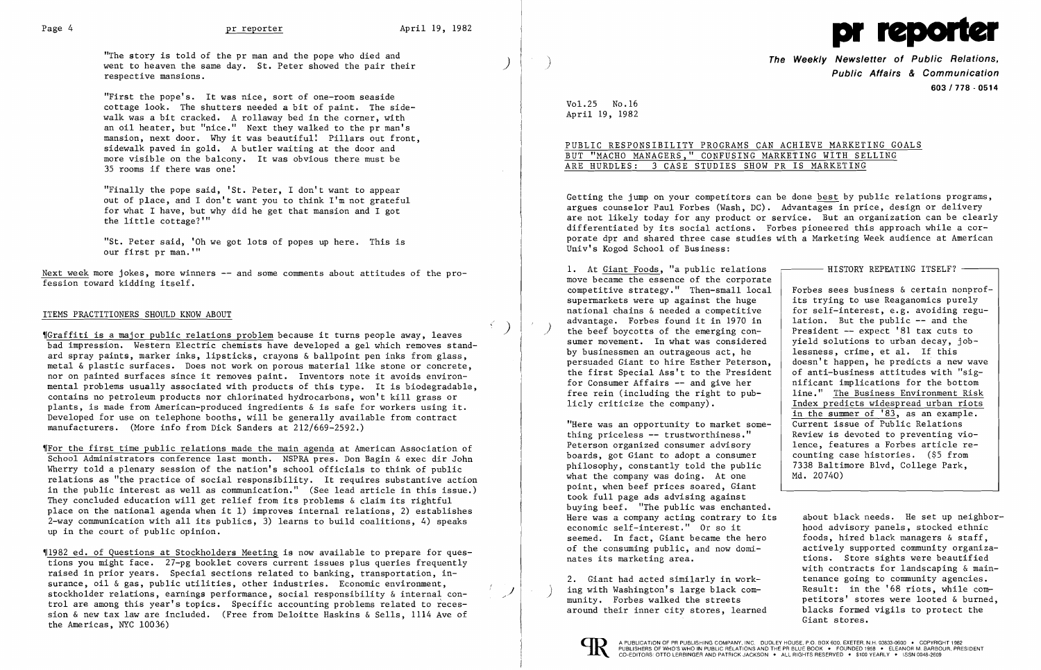"The story is told of the pr man and the pope who died and went to heaven the same day. St. Peter showed the pair their respective mansions.

"First the pope's. It was nice, sort of one-room seaside cottage look. The shutters needed a bit of paint. The sidewalk was a bit cracked. A rollaway bed in the corner, with an oil heater, but "nice." Next they walked to the pr man's mansion, next door. Why it was beautiful! Pillars out front, sidewalk paved in gold. A butler waiting at the door and more visible on the balcony. It was obvious there must be 35 rooms if there was one!

"Finally the pope said, 'St. Peter, I don't want to appear out of place, and I don't want you to think I'm not grateful for what I have, but why did he get that mansion and I got the little cottage?'"

"St. Peter said, 'Oh we got lots of popes up here. This is our first pr man.'"

Next week more jokes, more winners -- and some comments about attitudes of the profession toward kidding itself.

## ITEMS PRACTITIONERS SHOULD KNOW ABOUT

¶Graffiti is a major public relations problem because it turns people away, leaves bad impression. Western Electric chemists have developed a gel which removes standard spray paints, marker inks, lipsticks, crayons & ballpoint pen inks from glass, metal & plastic surfaces. Does not work on porous material like stone or concrete, nor on painted surfaces since it removes paint. Inventors note it avoids environmental problems usually associated with products of this type. It is biodegradable, contains no petroleum products nor chlorinated hydrocarbons, won't kill grass or plants, is made from American-produced ingredients & is safe for workers using it. Developed for use on telephone booths, will be generally available from contract manufacturers. (More info from Dick Sanders at 212/669-2592.)

¶For the first time public relations made the main agenda at American Association of School Administrators conference last month. NSPRA pres. Don Bagin & exec dir John Wherry told a plenary session of the nation's school officials to think of public relations as "the practice of social responsibility. It requires substantive action in the public interest as well as communication." (See lead article in this issue.) They concluded education will get relief from its problems & claim its rightful place on the national agenda when it 1) improves internal relations, 2) establishes 2-way communication with all its publics, 3) learns to build coalitions, 4) speaks up in the court of public opinion.

¶1982 ed. of Questions at Stockholders Meeting is now available to prepare for questions you might face. 27-pg booklet covers current issues plus queries frequently raised in prior years. Special sections related to banking, transportation, insurance, oil & gas, public utilities, other industries. Economic environment, stockholder relations, earnings performance, social responsibility & internal control are among this year's topics. Specific accounting problems related to recession & new tax law are included. (Free from Deloitte Haskins & Sells, 1114 Ave of the Americas, NYC 10036)

# pr reporter

**The Weekly Newsletter of Public Relations, Public Affairs & Communication**
603 / 778 - 0514

Vol.25 No.16
April 19, 1982

## PUBLIC RESPONSIBILITY PROGRAMS CAN ACHIEVE MARKETING GOALS BUT "MACHO MANAGERS," CONFUSING MARKETING WITH SELLING ARE HURDLES: 3 CASE STUDIES SHOW PR IS MARKETING

Getting the jump on your competitors can be done best by public relations programs, argues counselor Paul Forbes (Wash, DC). Advantages in price, design or delivery are not likely today for any product or service. But an organization can be clearly differentiated by its social actions. Forbes pioneered this approach while a corporate dpr and shared three case studies with a Marketing Week audience at American Univ's Kogod School of Business:

1. At Giant Foods, "a public relations move became the essence of the corporate competitive strategy." Then-small local supermarkets were up against the huge national chains & needed a competitive advantage. Forbes found it in 1970 in the beef boycotts of the emerging consumer movement. In what was considered by businessmen an outrageous act, he persuaded Giant to hire Esther Peterson, the first Special Ass't to the President for Consumer Affairs -- and give her free rein (including the right to publicly criticize the company).

"Here was an opportunity to market something priceless -- trustworthiness." Peterson organized consumer advisory boards, got Giant to adopt a consumer philosophy, constantly told the public what the company was doing. At one point, when beef prices soared, Giant took full page ads advising against buying beef. "The public was enchanted. Here was a company acting contrary to its economic self-interest." Or so it seemed. In fact, Giant became the hero of the consuming public, and now dominates its marketing area.

2. Giant had acted similarly in working with Washington's large black community. Forbes walked the streets around their inner city stores, learned about black needs. He set up neighborhood advisory panels, stocked ethnic foods, hired black managers & staff, actively supported community organizations. Store sights were beautified with contracts for landscaping & maintenance going to community agencies. Result: in the '68 riots, while competitors' stores were looted & burned, blacks formed vigils to protect the Giant stores.

> **HISTORY REPEATING ITSELF?**
>
> Forbes sees business & certain nonprofits trying to use Reaganomics purely for self-interest, e.g. avoiding regulation. But the public -- and the President -- expect '81 tax cuts to yield solutions to urban decay, joblessness, crime, et al. If this doesn't happen, he predicts a new wave of anti-business attitudes with "significant implications for the bottom line." The Business Environment Risk Index predicts widespread urban riots in the summer of '83, as an example. Current issue of Public Relations Review is devoted to preventing violence, features a Forbes article recounting case histories. ($5 from 7338 Baltimore Blvd, College Park, Md. 20740)

A PUBLICATION OF PR PUBLISHING COMPANY, INC. DUDLEY HOUSE, P.O. BOX 600, EXETER, N.H. 03833-0600 • COPYRIGHT 1982
PUBLISHERS OF WHO'S WHO IN PUBLIC RELATIONS AND THE PR BLUE BOOK • FOUNDED 1958 • ELEANOR M. BARBOUR, PRESIDENT
CO-EDITORS: OTTO LERBINGER AND PATRICK JACKSON • ALL RIGHTS RESERVED • $100 YEARLY • ISSN 0048-2609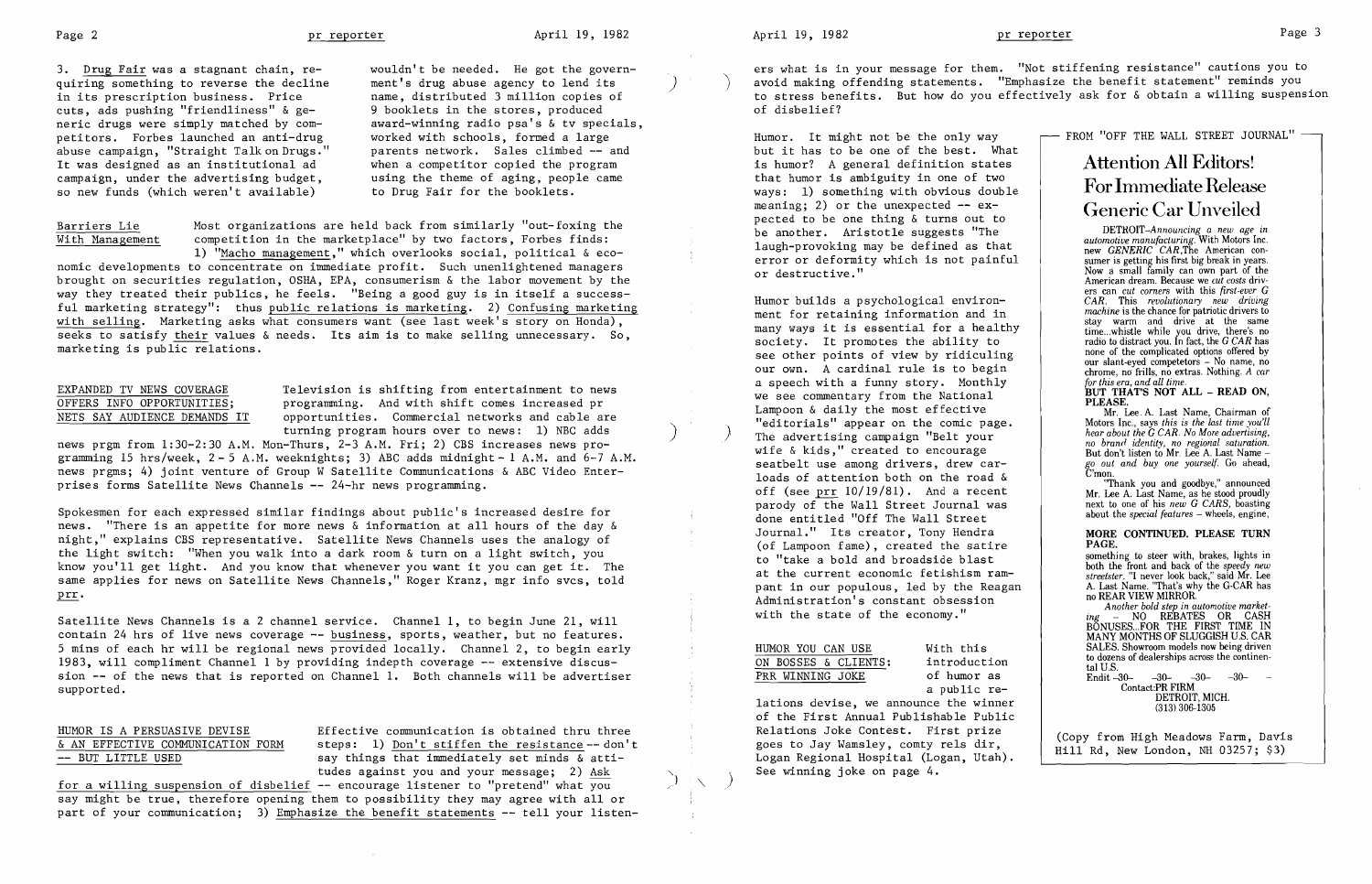3. Drug Fair was a stagnant chain, requiring something to reverse the decline in its prescription business. Price cuts, ads pushing "friendliness" & generic drugs were simply matched by competitors. Forbes launched an anti-drug abuse campaign, "Straight Talk on Drugs." It was designed as an institutional ad campaign, under the advertising budget, so new funds (which weren't available) wouldn't be needed. He got the government's drug abuse agency to lend its name, distributed 3 million copies of 9 booklets in the stores, produced award-winning radio psa's & tv specials, worked with schools, formed a large parents network. Sales climbed -- and when a competitor copied the program using the theme of aging, people came to Drug Fair for the booklets.

Barriers Lie With Management — Most organizations are held back from similarly "out-foxing the competition in the marketplace" by two factors, Forbes finds: 1) "Macho management," which overlooks social, political & economic developments to concentrate on immediate profit. Such unenlightened managers brought on securities regulation, OSHA, EPA, consumerism & the labor movement by the way they treated their publics, he feels. "Being a good guy is in itself a successful marketing strategy": thus public relations is marketing. 2) Confusing marketing with selling. Marketing asks what consumers want (see last week's story on Honda), seeks to satisfy their values & needs. Its aim is to make selling unnecessary. So, marketing is public relations.

## EXPANDED TV NEWS COVERAGE OFFERS INFO OPPORTUNITIES; NETS SAY AUDIENCE DEMANDS IT

Television is shifting from entertainment to news programming. And with shift comes increased pr opportunities. Commercial networks and cable are turning program hours over to news: 1) NBC adds news prgm from 1:30-2:30 A.M. Mon-Thurs, 2-3 A.M. Fri; 2) CBS increases news programming 15 hrs/week, 2 - 5 A.M. weeknights; 3) ABC adds midnight - 1 A.M. and 6-7 A.M. news prgms; 4) joint venture of Group W Satellite Communications & ABC Video Enterprises forms Satellite News Channels -- 24-hr news programming.

Spokesmen for each expressed similar findings about public's increased desire for news. "There is an appetite for more news & information at all hours of the day & night," explains CBS representative. Satellite News Channels uses the analogy of the light switch: "When you walk into a dark room & turn on a light switch, you know you'll get light. And you know that whenever you want it you can get it. The same applies for news on Satellite News Channels," Roger Kranz, mgr info svcs, told prr.

Satellite News Channels is a 2 channel service. Channel 1, to begin June 21, will contain 24 hrs of live news coverage -- business, sports, weather, but no features. 5 mins of each hr will be regional news provided locally. Channel 2, to begin early 1983, will compliment Channel 1 by providing indepth coverage -- extensive discussion -- of the news that is reported on Channel 1. Both channels will be advertiser supported.

## HUMOR IS A PERSUASIVE DEVISE & AN EFFECTIVE COMMUNICATION FORM -- BUT LITTLE USED

Effective communication is obtained thru three steps: 1) Don't stiffen the resistance -- don't say things that immediately set minds & attitudes against you and your message; 2) Ask for a willing suspension of disbelief -- encourage listener to "pretend" what you say might be true, therefore opening them to possibility they may agree with all or part of your communication; 3) Emphasize the benefit statements -- tell your listeners what is in your message for them. "Not stiffening resistance" cautions you to avoid making offending statements. "Emphasize the benefit statement" reminds you to stress benefits. But how do you effectively ask for & obtain a willing suspension of disbelief?

Humor. It might not be the only way but it has to be one of the best. What is humor? A general definition states that humor is ambiguity in one of two ways: 1) something with obvious double meaning; 2) or the unexpected -- expected to be one thing & turns out to be another. Aristotle suggests "The laugh-provoking may be defined as that error or deformity which is not painful or destructive."

Humor builds a psychological environment for retaining information and in many ways it is essential for a healthy society. It promotes the ability to see other points of view by ridiculing our own. A cardinal rule is to begin a speech with a funny story. Monthly we see commentary from the National Lampoon & daily the most effective "editorials" appear on the comic page. The advertising campaign "Belt your wife & kids," created to encourage seatbelt use among drivers, drew carloads of attention both on the road & off (see prr 10/19/81). And a recent parody of the Wall Street Journal was done entitled "Off The Wall Street Journal." Its creator, Tony Hendra (of Lampoon fame), created the satire to "take a bold and broadside blast at the current economic fetishism rampant in our populous, led by the Reagan Administration's constant obsession with the state of the economy."

HUMOR YOU CAN USE ON BOSSES & CLIENTS: PRR WINNING JOKE — With this introduction of humor as a public relations devise, we announce the winner of the First Annual Publishable Public Relations Joke Contest. First prize goes to Jay Wamsley, comty rels dir, Logan Regional Hospital (Logan, Utah). See winning joke on page 4.

---

FROM "OFF THE WALL STREET JOURNAL"

### Attention All Editors! For Immediate Release
### Generic Car Unveiled

DETROIT–*Announcing a new age in automotive manufacturing.* With Motors Inc. new *GENERIC CAR*,The American consumer is getting his first big break in years. Now a small family can own part of the American dream. Because we *cut costs* drivers can *cut corners* with this *first-ever G CAR.* This *revolutionary new driving machine* is the chance for patriotic drivers to stay warm and drive at the same time...whistle while you drive, there's no radio to distract you. In fact, the *G CAR* has none of the complicated options offered by our slant-eyed competetors – No name, no chrome, no frills, no extras. Nothing. *A car for this era, and all time.*

**BUT THAT'S NOT ALL – READ ON, PLEASE.**

Mr. Lee A. Last Name, Chairman of Motors Inc., says *this is the last time you'll hear about the G CAR. No More advertising, no brand identity, no regional saturation.* But don't listen to Mr. Lee A. Last Name – *go out and buy one yourself.* Go ahead, C'mon.

"Thank you and goodbye," announced Mr. Lee A. Last Name, as he stood proudly next to one of his *new G CARS*, boasting about the *special features* – wheels, engine,

**MORE CONTINUED. PLEASE TURN PAGE.**

something to steer with, brakes, lights in both the front and back of the *speedy new streetster.* "I never look back," said Mr. Lee A. Last Name. "That's why the G-CAR has no REAR VIEW MIRROR.

*Another bold step in automotive marketing* – NO REBATES OR CASH BONUSES...FOR THE FIRST TIME IN MANY MONTHS OF SLUGGISH U.S. CAR SALES. Showroom models now being driven to dozens of dealerships across the continental U.S.

Endit –30– –30– –30– –30– –

Contact:PR FIRM
DETROIT, MICH.
(313) 306-1305

(Copy from High Meadows Farm, Davis Hill Rd, New London, NH 03257; $3)